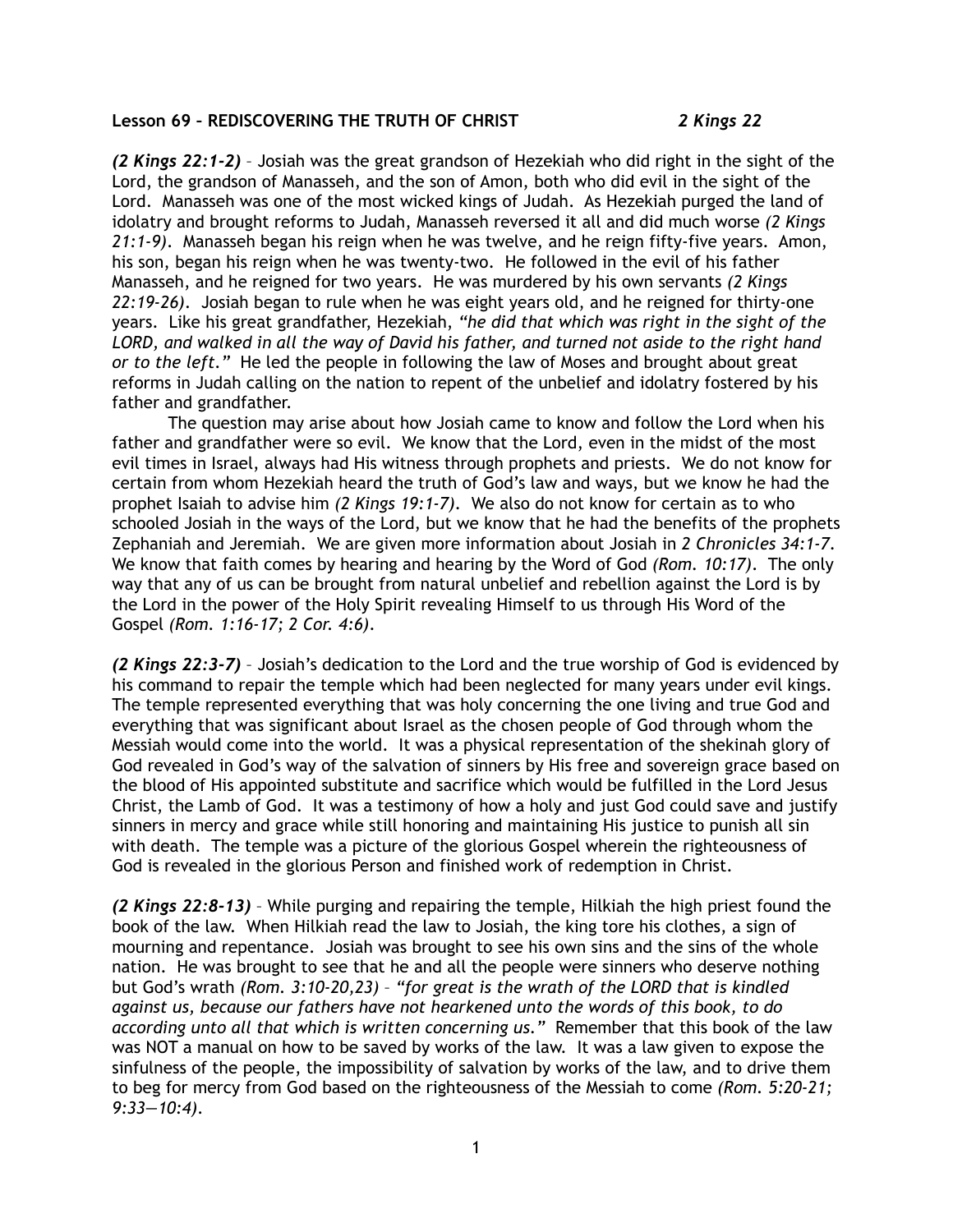**Lesson 69 – REDISCOVERING THE TRUTH OF CHRIST** *2 Kings 22*

***(2 Kings 22:1-2)*** – Josiah was the great grandson of Hezekiah who did right in the sight of the Lord, the grandson of Manasseh, and the son of Amon, both who did evil in the sight of the Lord. Manasseh was one of the most wicked kings of Judah. As Hezekiah purged the land of idolatry and brought reforms to Judah, Manasseh reversed it all and did much worse *(2 Kings 21:1-9)*. Manasseh began his reign when he was twelve, and he reign fifty-five years. Amon, his son, began his reign when he was twenty-two. He followed in the evil of his father Manasseh, and he reigned for two years. He was murdered by his own servants *(2 Kings 22:19-26)*. Josiah began to rule when he was eight years old, and he reigned for thirty-one years. Like his great grandfather, Hezekiah, *"he did that which was right in the sight of the LORD, and walked in all the way of David his father, and turned not aside to the right hand or to the left."* He led the people in following the law of Moses and brought about great reforms in Judah calling on the nation to repent of the unbelief and idolatry fostered by his father and grandfather.

The question may arise about how Josiah came to know and follow the Lord when his father and grandfather were so evil. We know that the Lord, even in the midst of the most evil times in Israel, always had His witness through prophets and priests. We do not know for certain from whom Hezekiah heard the truth of God's law and ways, but we know he had the prophet Isaiah to advise him *(2 Kings 19:1-7)*. We also do not know for certain as to who schooled Josiah in the ways of the Lord, but we know that he had the benefits of the prophets Zephaniah and Jeremiah. We are given more information about Josiah in *2 Chronicles 34:1-7*. We know that faith comes by hearing and hearing by the Word of God *(Rom. 10:17)*. The only way that any of us can be brought from natural unbelief and rebellion against the Lord is by the Lord in the power of the Holy Spirit revealing Himself to us through His Word of the Gospel *(Rom. 1:16-17; 2 Cor. 4:6)*.

***(2 Kings 22:3-7)*** – Josiah's dedication to the Lord and the true worship of God is evidenced by his command to repair the temple which had been neglected for many years under evil kings. The temple represented everything that was holy concerning the one living and true God and everything that was significant about Israel as the chosen people of God through whom the Messiah would come into the world. It was a physical representation of the shekinah glory of God revealed in God's way of the salvation of sinners by His free and sovereign grace based on the blood of His appointed substitute and sacrifice which would be fulfilled in the Lord Jesus Christ, the Lamb of God. It was a testimony of how a holy and just God could save and justify sinners in mercy and grace while still honoring and maintaining His justice to punish all sin with death. The temple was a picture of the glorious Gospel wherein the righteousness of God is revealed in the glorious Person and finished work of redemption in Christ.

***(2 Kings 22:8-13)*** – While purging and repairing the temple, Hilkiah the high priest found the book of the law. When Hilkiah read the law to Josiah, the king tore his clothes, a sign of mourning and repentance. Josiah was brought to see his own sins and the sins of the whole nation. He was brought to see that he and all the people were sinners who deserve nothing but God's wrath *(Rom. 3:10-20,23)* – *"for great is the wrath of the LORD that is kindled against us, because our fathers have not hearkened unto the words of this book, to do according unto all that which is written concerning us."* Remember that this book of the law was NOT a manual on how to be saved by works of the law. It was a law given to expose the sinfulness of the people, the impossibility of salvation by works of the law, and to drive them to beg for mercy from God based on the righteousness of the Messiah to come *(Rom. 5:20-21; 9:33—10:4)*.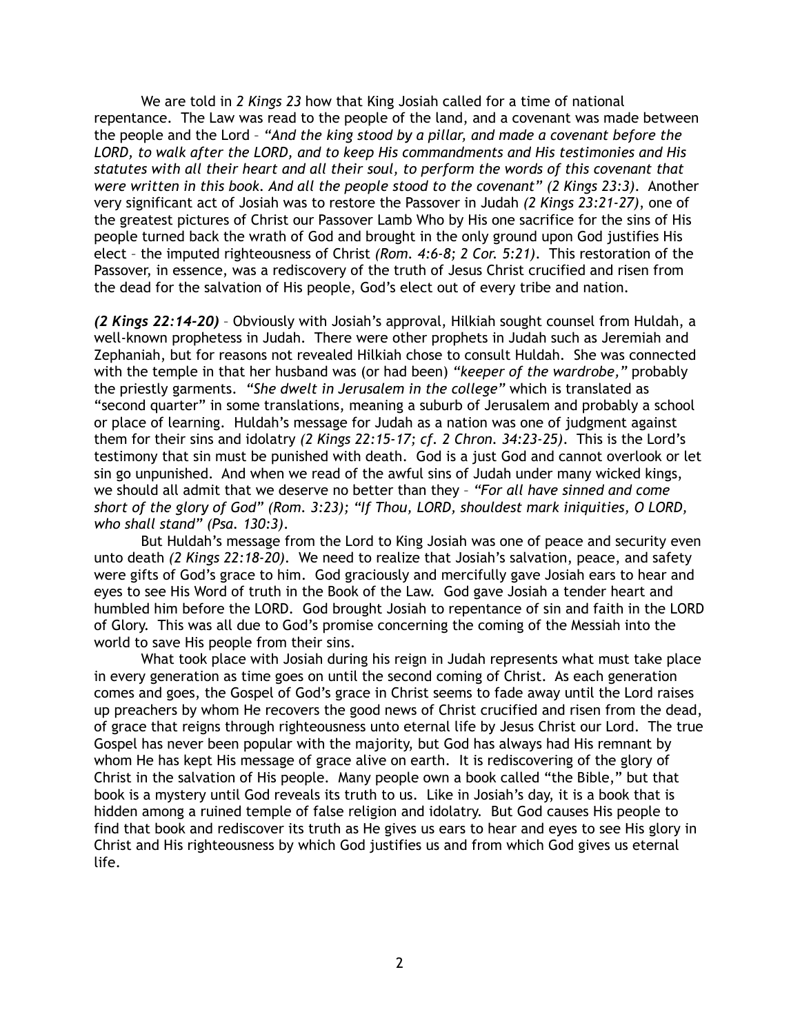We are told in *2 Kings 23* how that King Josiah called for a time of national repentance. The Law was read to the people of the land, and a covenant was made between the people and the Lord – *"And the king stood by a pillar, and made a covenant before the LORD, to walk after the LORD, and to keep His commandments and His testimonies and His statutes with all their heart and all their soul, to perform the words of this covenant that were written in this book. And all the people stood to the covenant" (2 Kings 23:3).* Another very significant act of Josiah was to restore the Passover in Judah *(2 Kings 23:21-27)*, one of the greatest pictures of Christ our Passover Lamb Who by His one sacrifice for the sins of His people turned back the wrath of God and brought in the only ground upon God justifies His elect – the imputed righteousness of Christ *(Rom. 4:6-8; 2 Cor. 5:21).* This restoration of the Passover, in essence, was a rediscovery of the truth of Jesus Christ crucified and risen from the dead for the salvation of His people, God's elect out of every tribe and nation.

***(2 Kings 22:14-20)*** – Obviously with Josiah's approval, Hilkiah sought counsel from Huldah, a well-known prophetess in Judah. There were other prophets in Judah such as Jeremiah and Zephaniah, but for reasons not revealed Hilkiah chose to consult Huldah. She was connected with the temple in that her husband was (or had been) *"keeper of the wardrobe,"* probably the priestly garments. *"She dwelt in Jerusalem in the college"* which is translated as "second quarter" in some translations, meaning a suburb of Jerusalem and probably a school or place of learning. Huldah's message for Judah as a nation was one of judgment against them for their sins and idolatry *(2 Kings 22:15-17; cf. 2 Chron. 34:23-25).* This is the Lord's testimony that sin must be punished with death. God is a just God and cannot overlook or let sin go unpunished. And when we read of the awful sins of Judah under many wicked kings, we should all admit that we deserve no better than they – *"For all have sinned and come short of the glory of God" (Rom. 3:23); "If Thou, LORD, shouldest mark iniquities, O LORD, who shall stand" (Psa. 130:3).*

But Huldah's message from the Lord to King Josiah was one of peace and security even unto death *(2 Kings 22:18-20).* We need to realize that Josiah's salvation, peace, and safety were gifts of God's grace to him. God graciously and mercifully gave Josiah ears to hear and eyes to see His Word of truth in the Book of the Law. God gave Josiah a tender heart and humbled him before the LORD. God brought Josiah to repentance of sin and faith in the LORD of Glory. This was all due to God's promise concerning the coming of the Messiah into the world to save His people from their sins.

What took place with Josiah during his reign in Judah represents what must take place in every generation as time goes on until the second coming of Christ. As each generation comes and goes, the Gospel of God's grace in Christ seems to fade away until the Lord raises up preachers by whom He recovers the good news of Christ crucified and risen from the dead, of grace that reigns through righteousness unto eternal life by Jesus Christ our Lord. The true Gospel has never been popular with the majority, but God has always had His remnant by whom He has kept His message of grace alive on earth. It is rediscovering of the glory of Christ in the salvation of His people. Many people own a book called "the Bible," but that book is a mystery until God reveals its truth to us. Like in Josiah's day, it is a book that is hidden among a ruined temple of false religion and idolatry. But God causes His people to find that book and rediscover its truth as He gives us ears to hear and eyes to see His glory in Christ and His righteousness by which God justifies us and from which God gives us eternal life.